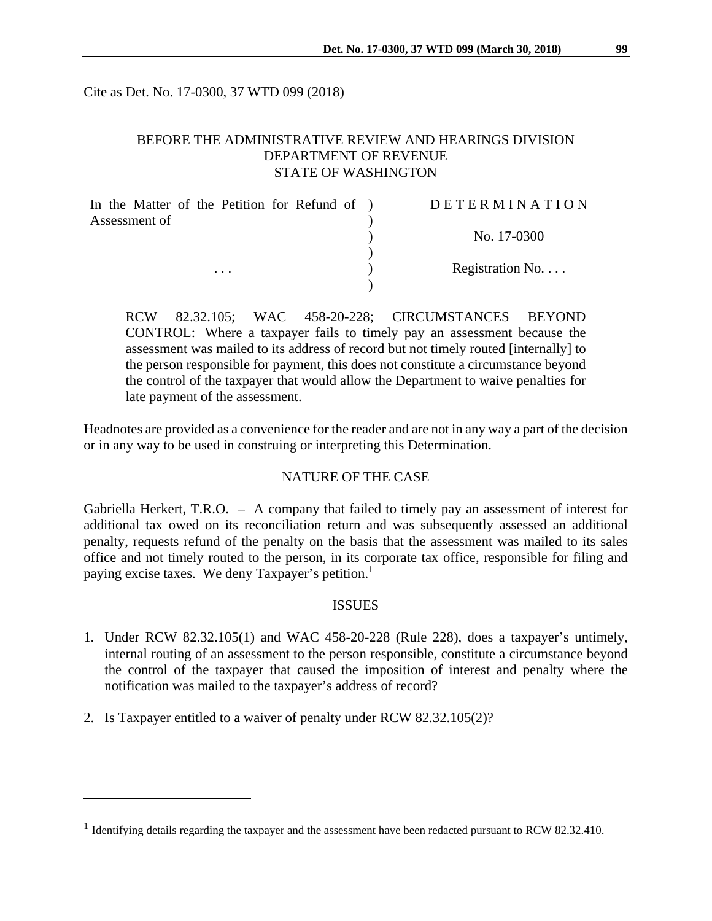Cite as Det. No. 17-0300, 37 WTD 099 (2018)

BEFORE THE ADMINISTRATIVE REVIEW AND HEARINGS DIVISION
DEPARTMENT OF REVENUE
STATE OF WASHINGTON

| | | |
|---|---|---|
| In the Matter of the Petition for Refund of Assessment of | ) | DETERMINATION |
| | ) | |
| | ) | No. 17-0300 |
| | ) | |
| . . . | ) | Registration No. . . . |
| | ) | |

RCW 82.32.105; WAC 458-20-228; CIRCUMSTANCES BEYOND CONTROL: Where a taxpayer fails to timely pay an assessment because the assessment was mailed to its address of record but not timely routed [internally] to the person responsible for payment, this does not constitute a circumstance beyond the control of the taxpayer that would allow the Department to waive penalties for late payment of the assessment.

Headnotes are provided as a convenience for the reader and are not in any way a part of the decision or in any way to be used in construing or interpreting this Determination.

## NATURE OF THE CASE

Gabriella Herkert, T.R.O. – A company that failed to timely pay an assessment of interest for additional tax owed on its reconciliation return and was subsequently assessed an additional penalty, requests refund of the penalty on the basis that the assessment was mailed to its sales office and not timely routed to the person, in its corporate tax office, responsible for filing and paying excise taxes. We deny Taxpayer's petition.[1]

## ISSUES

1. Under RCW 82.32.105(1) and WAC 458-20-228 (Rule 228), does a taxpayer's untimely, internal routing of an assessment to the person responsible, constitute a circumstance beyond the control of the taxpayer that caused the imposition of interest and penalty where the notification was mailed to the taxpayer's address of record?

2. Is Taxpayer entitled to a waiver of penalty under RCW 82.32.105(2)?

[1] Identifying details regarding the taxpayer and the assessment have been redacted pursuant to RCW 82.32.410.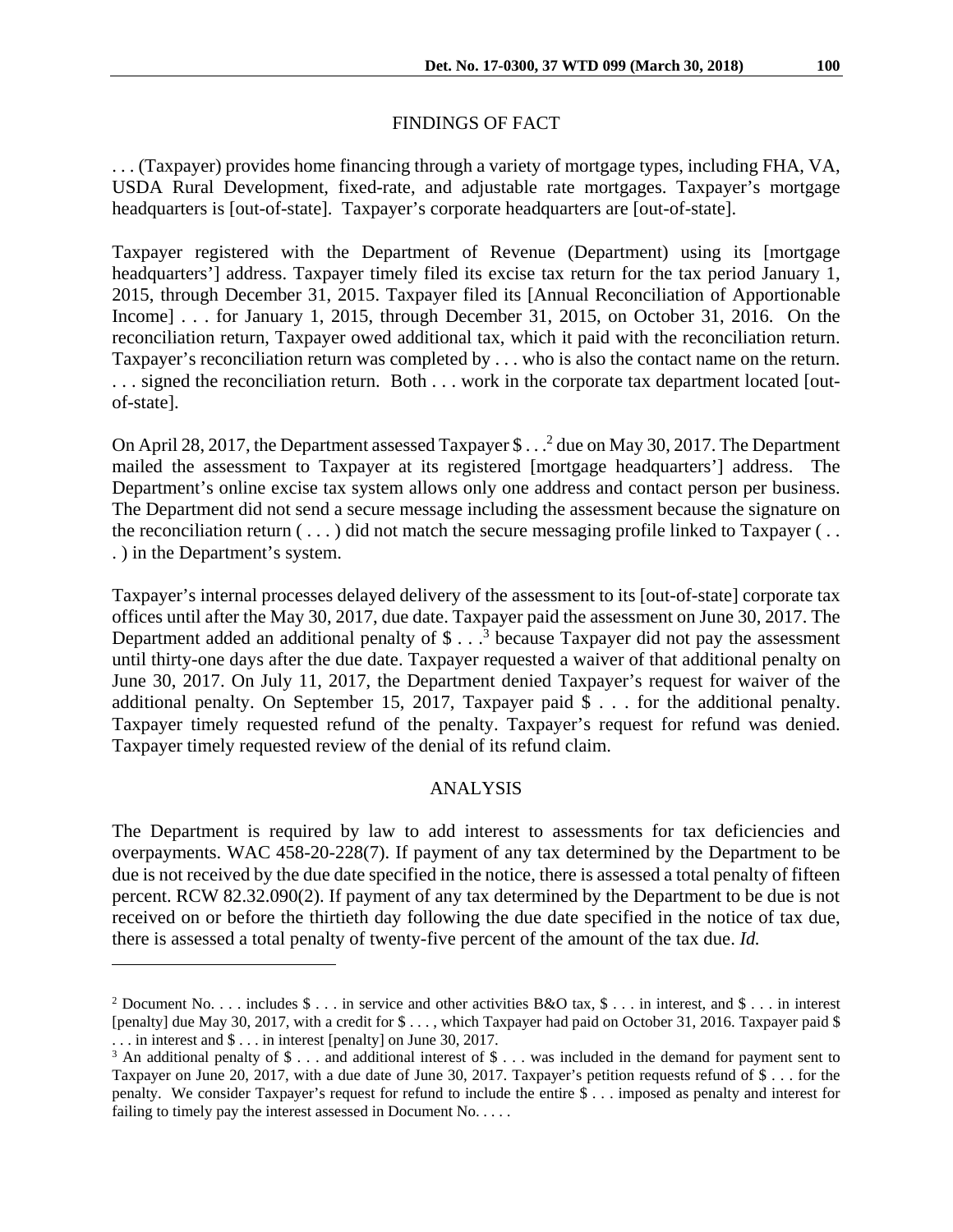## FINDINGS OF FACT

. . . (Taxpayer) provides home financing through a variety of mortgage types, including FHA, VA, USDA Rural Development, fixed-rate, and adjustable rate mortgages. Taxpayer's mortgage headquarters is [out-of-state]. Taxpayer's corporate headquarters are [out-of-state].

Taxpayer registered with the Department of Revenue (Department) using its [mortgage headquarters'] address. Taxpayer timely filed its excise tax return for the tax period January 1, 2015, through December 31, 2015. Taxpayer filed its [Annual Reconciliation of Apportionable Income] . . . for January 1, 2015, through December 31, 2015, on October 31, 2016. On the reconciliation return, Taxpayer owed additional tax, which it paid with the reconciliation return. Taxpayer's reconciliation return was completed by . . . who is also the contact name on the return. . . . signed the reconciliation return. Both . . . work in the corporate tax department located [out-of-state].

On April 28, 2017, the Department assessed Taxpayer $ . . .[2] due on May 30, 2017. The Department mailed the assessment to Taxpayer at its registered [mortgage headquarters'] address. The Department's online excise tax system allows only one address and contact person per business. The Department did not send a secure message including the assessment because the signature on the reconciliation return ( . . . ) did not match the secure messaging profile linked to Taxpayer ( . . . ) in the Department's system.

Taxpayer's internal processes delayed delivery of the assessment to its [out-of-state] corporate tax offices until after the May 30, 2017, due date. Taxpayer paid the assessment on June 30, 2017. The Department added an additional penalty of $ . . .[3] because Taxpayer did not pay the assessment until thirty-one days after the due date. Taxpayer requested a waiver of that additional penalty on June 30, 2017. On July 11, 2017, the Department denied Taxpayer's request for waiver of the additional penalty. On September 15, 2017, Taxpayer paid $ . . . for the additional penalty. Taxpayer timely requested refund of the penalty. Taxpayer's request for refund was denied. Taxpayer timely requested review of the denial of its refund claim.

## ANALYSIS

The Department is required by law to add interest to assessments for tax deficiencies and overpayments. WAC 458-20-228(7). If payment of any tax determined by the Department to be due is not received by the due date specified in the notice, there is assessed a total penalty of fifteen percent. RCW 82.32.090(2). If payment of any tax determined by the Department to be due is not received on or before the thirtieth day following the due date specified in the notice of tax due, there is assessed a total penalty of twenty-five percent of the amount of the tax due. *Id.*

---

[2] Document No. . . . includes $ . . . in service and other activities B&O tax, $ . . . in interest, and $ . . . in interest [penalty] due May 30, 2017, with a credit for $ . . . , which Taxpayer had paid on October 31, 2016. Taxpayer paid $ . . . in interest and $ . . . in interest [penalty] on June 30, 2017.

[3] An additional penalty of $ . . . and additional interest of $ . . . was included in the demand for payment sent to Taxpayer on June 20, 2017, with a due date of June 30, 2017. Taxpayer's petition requests refund of $ . . . for the penalty. We consider Taxpayer's request for refund to include the entire $ . . . imposed as penalty and interest for failing to timely pay the interest assessed in Document No. . . . .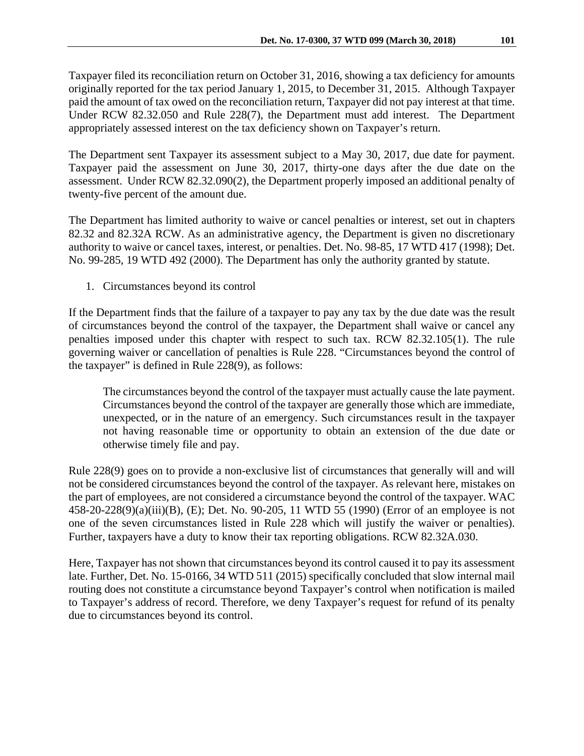Taxpayer filed its reconciliation return on October 31, 2016, showing a tax deficiency for amounts originally reported for the tax period January 1, 2015, to December 31, 2015. Although Taxpayer paid the amount of tax owed on the reconciliation return, Taxpayer did not pay interest at that time. Under RCW 82.32.050 and Rule 228(7), the Department must add interest. The Department appropriately assessed interest on the tax deficiency shown on Taxpayer's return.

The Department sent Taxpayer its assessment subject to a May 30, 2017, due date for payment. Taxpayer paid the assessment on June 30, 2017, thirty-one days after the due date on the assessment. Under RCW 82.32.090(2), the Department properly imposed an additional penalty of twenty-five percent of the amount due.

The Department has limited authority to waive or cancel penalties or interest, set out in chapters 82.32 and 82.32A RCW. As an administrative agency, the Department is given no discretionary authority to waive or cancel taxes, interest, or penalties. Det. No. 98-85, 17 WTD 417 (1998); Det. No. 99-285, 19 WTD 492 (2000). The Department has only the authority granted by statute.

1. Circumstances beyond its control

If the Department finds that the failure of a taxpayer to pay any tax by the due date was the result of circumstances beyond the control of the taxpayer, the Department shall waive or cancel any penalties imposed under this chapter with respect to such tax. RCW 82.32.105(1). The rule governing waiver or cancellation of penalties is Rule 228. "Circumstances beyond the control of the taxpayer" is defined in Rule 228(9), as follows:

> The circumstances beyond the control of the taxpayer must actually cause the late payment. Circumstances beyond the control of the taxpayer are generally those which are immediate, unexpected, or in the nature of an emergency. Such circumstances result in the taxpayer not having reasonable time or opportunity to obtain an extension of the due date or otherwise timely file and pay.

Rule 228(9) goes on to provide a non-exclusive list of circumstances that generally will and will not be considered circumstances beyond the control of the taxpayer. As relevant here, mistakes on the part of employees, are not considered a circumstance beyond the control of the taxpayer. WAC 458-20-228(9)(a)(iii)(B), (E); Det. No. 90-205, 11 WTD 55 (1990) (Error of an employee is not one of the seven circumstances listed in Rule 228 which will justify the waiver or penalties). Further, taxpayers have a duty to know their tax reporting obligations. RCW 82.32A.030.

Here, Taxpayer has not shown that circumstances beyond its control caused it to pay its assessment late. Further, Det. No. 15-0166, 34 WTD 511 (2015) specifically concluded that slow internal mail routing does not constitute a circumstance beyond Taxpayer's control when notification is mailed to Taxpayer's address of record. Therefore, we deny Taxpayer's request for refund of its penalty due to circumstances beyond its control.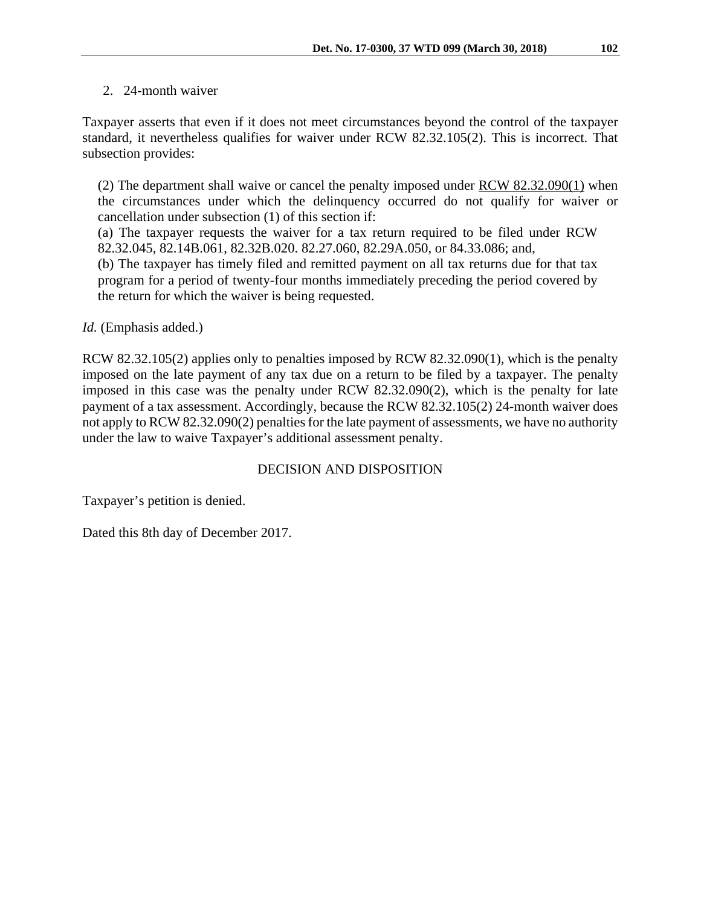2. 24-month waiver

Taxpayer asserts that even if it does not meet circumstances beyond the control of the taxpayer standard, it nevertheless qualifies for waiver under RCW 82.32.105(2). This is incorrect. That subsection provides:

> (2) The department shall waive or cancel the penalty imposed under RCW 82.32.090(1) when the circumstances under which the delinquency occurred do not qualify for waiver or cancellation under subsection (1) of this section if:
> (a) The taxpayer requests the waiver for a tax return required to be filed under RCW 82.32.045, 82.14B.061, 82.32B.020. 82.27.060, 82.29A.050, or 84.33.086; and,
> (b) The taxpayer has timely filed and remitted payment on all tax returns due for that tax program for a period of twenty-four months immediately preceding the period covered by the return for which the waiver is being requested.

*Id.* (Emphasis added.)

RCW 82.32.105(2) applies only to penalties imposed by RCW 82.32.090(1), which is the penalty imposed on the late payment of any tax due on a return to be filed by a taxpayer. The penalty imposed in this case was the penalty under RCW 82.32.090(2), which is the penalty for late payment of a tax assessment. Accordingly, because the RCW 82.32.105(2) 24-month waiver does not apply to RCW 82.32.090(2) penalties for the late payment of assessments, we have no authority under the law to waive Taxpayer's additional assessment penalty.

## DECISION AND DISPOSITION

Taxpayer's petition is denied.

Dated this 8th day of December 2017.